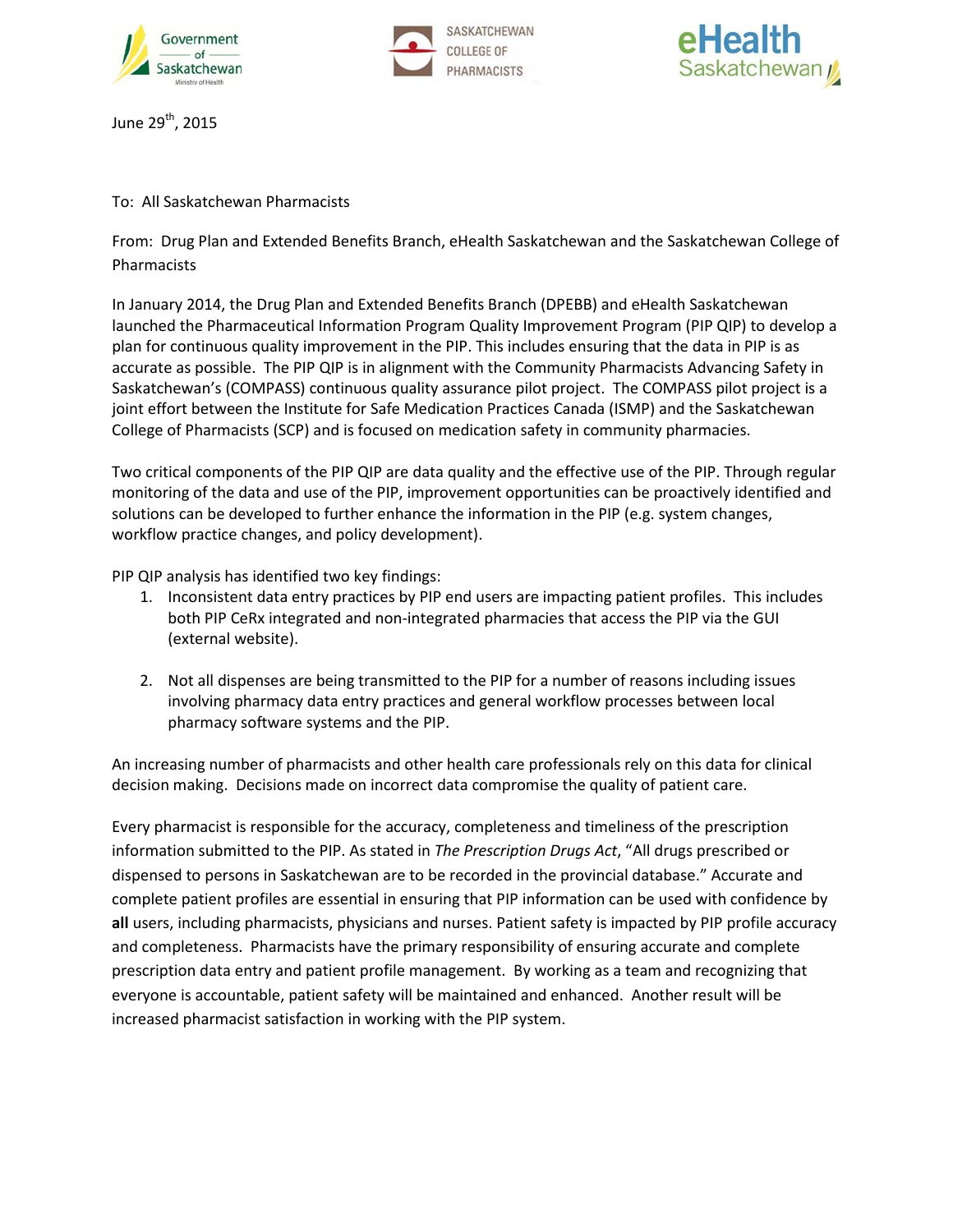June 29th, 2015

To: All Saskatchewan Pharmacists

From: Drug Plan and Extended Benefits Branch, eHealth Saskatchewan and the Saskatchewan College of Pharmacists

In January 2014, the Drug Plan and Extended Benefits Branch (DPEBB) and eHealth Saskatchewan launched the Pharmaceutical Information Program Quality Improvement Program (PIP QIP) to develop a plan for continuous quality improvement in the PIP. This includes ensuring that the data in PIP is as accurate as possible. The PIP QIP is in alignment with the Community Pharmacists Advancing Safety in Saskatchewan's (COMPASS) continuous quality assurance pilot project. The COMPASS pilot project is a joint effort between the Institute for Safe Medication Practices Canada (ISMP) and the Saskatchewan College of Pharmacists (SCP) and is focused on medication safety in community pharmacies.

Two critical components of the PIP QIP are data quality and the effective use of the PIP. Through regular monitoring of the data and use of the PIP, improvement opportunities can be proactively identified and solutions can be developed to further enhance the information in the PIP (e.g. system changes, workflow practice changes, and policy development).

PIP QIP analysis has identified two key findings:

1. Inconsistent data entry practices by PIP end users are impacting patient profiles. This includes both PIP CeRx integrated and non-integrated pharmacies that access the PIP via the GUI (external website).

2. Not all dispenses are being transmitted to the PIP for a number of reasons including issues involving pharmacy data entry practices and general workflow processes between local pharmacy software systems and the PIP.

An increasing number of pharmacists and other health care professionals rely on this data for clinical decision making. Decisions made on incorrect data compromise the quality of patient care.

Every pharmacist is responsible for the accuracy, completeness and timeliness of the prescription information submitted to the PIP. As stated in *The Prescription Drugs Act*, "All drugs prescribed or dispensed to persons in Saskatchewan are to be recorded in the provincial database." Accurate and complete patient profiles are essential in ensuring that PIP information can be used with confidence by **all** users, including pharmacists, physicians and nurses. Patient safety is impacted by PIP profile accuracy and completeness. Pharmacists have the primary responsibility of ensuring accurate and complete prescription data entry and patient profile management. By working as a team and recognizing that everyone is accountable, patient safety will be maintained and enhanced. Another result will be increased pharmacist satisfaction in working with the PIP system.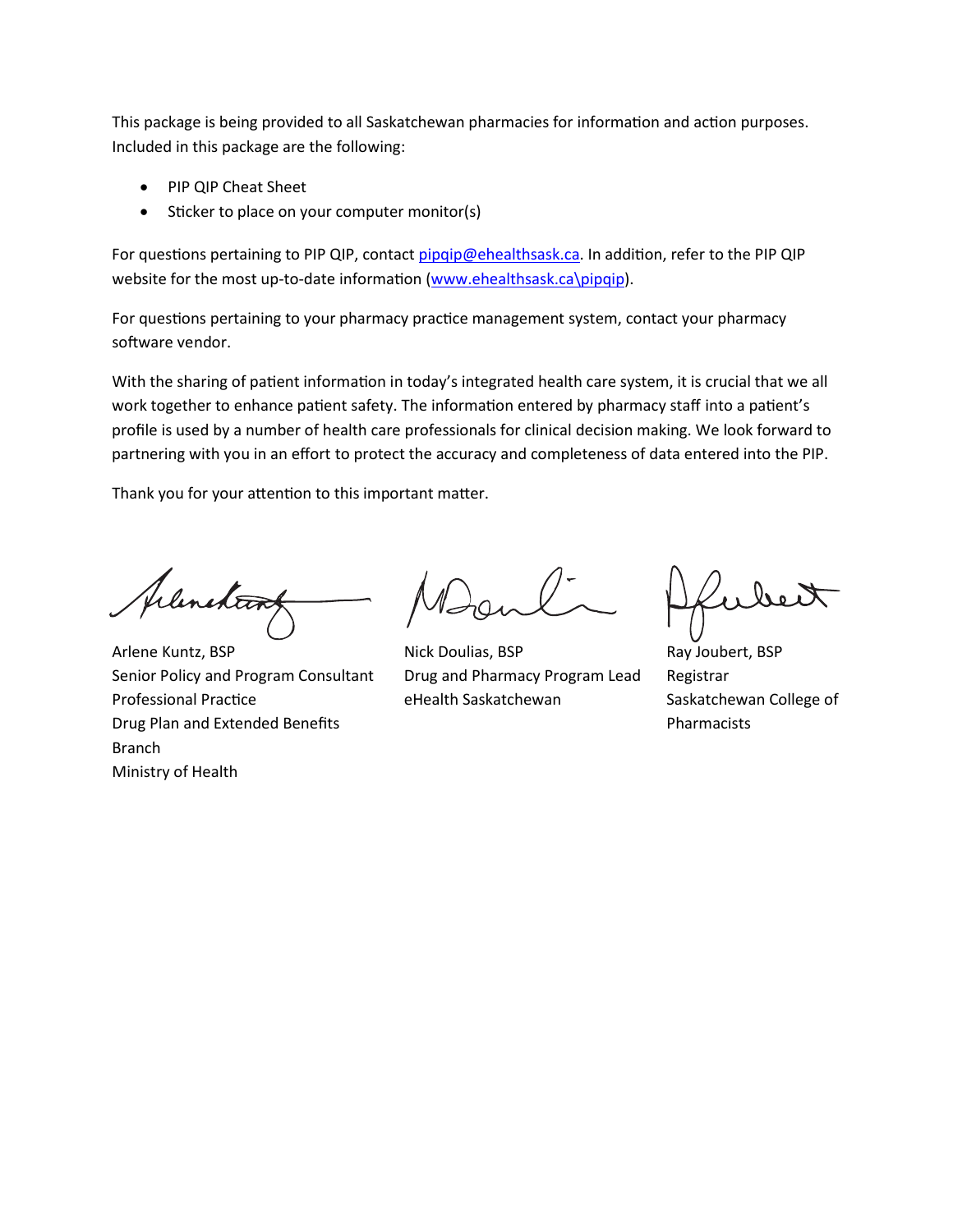This package is being provided to all Saskatchewan pharmacies for information and action purposes. Included in this package are the following:

- PIP QIP Cheat Sheet
- Sticker to place on your computer monitor(s)

For questions pertaining to PIP QIP, contact pipqip@ehealthsask.ca. In addition, refer to the PIP QIP website for the most up-to-date information (www.ehealthsask.ca\pipqip).

For questions pertaining to your pharmacy practice management system, contact your pharmacy software vendor.

With the sharing of patient information in today's integrated health care system, it is crucial that we all work together to enhance patient safety. The information entered by pharmacy staff into a patient's profile is used by a number of health care professionals for clinical decision making. We look forward to partnering with you in an effort to protect the accuracy and completeness of data entered into the PIP.

Thank you for your attention to this important matter.

Arlene Kuntz, BSP
Senior Policy and Program Consultant
Professional Practice
Drug Plan and Extended Benefits Branch
Ministry of Health

Nick Doulias, BSP
Drug and Pharmacy Program Lead
eHealth Saskatchewan

Ray Joubert, BSP
Registrar
Saskatchewan College of Pharmacists